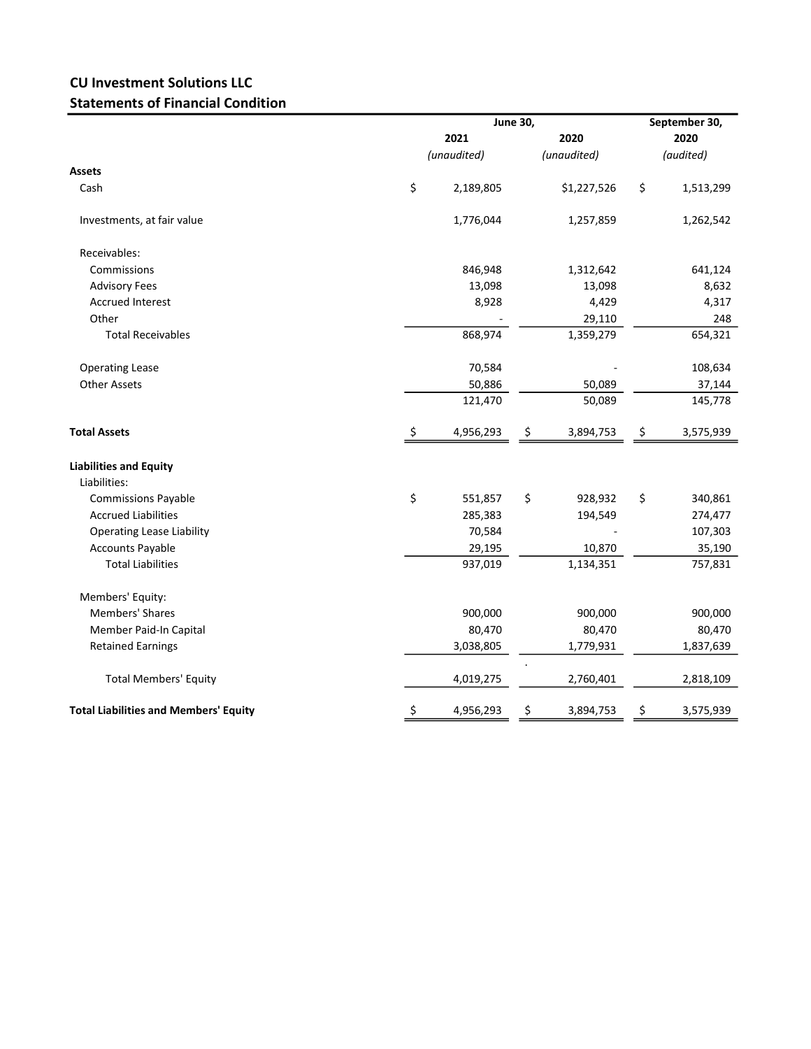**CU Investment Solutions LLC**

**Statements of Financial Condition**

| | June 30, 2021 *(unaudited)* | June 30, 2020 *(unaudited)* | September 30, 2020 *(audited)* |
|---|---|---|---|
| **Assets** | | | |
| Cash | $ 2,189,805 | $1,227,526 | $ 1,513,299 |
| Investments, at fair value | 1,776,044 | 1,257,859 | 1,262,542 |
| Receivables: | | | |
| Commissions | 846,948 | 1,312,642 | 641,124 |
| Advisory Fees | 13,098 | 13,098 | 8,632 |
| Accrued Interest | 8,928 | 4,429 | 4,317 |
| Other | - | 29,110 | 248 |
| Total Receivables | 868,974 | 1,359,279 | 654,321 |
| Operating Lease | 70,584 | - | 108,634 |
| Other Assets | 50,886 | 50,089 | 37,144 |
| | 121,470 | 50,089 | 145,778 |
| **Total Assets** | $ 4,956,293 | $ 3,894,753 | $ 3,575,939 |
| **Liabilities and Equity** | | | |
| Liabilities: | | | |
| Commissions Payable | $ 551,857 | $ 928,932 | $ 340,861 |
| Accrued Liabilities | 285,383 | 194,549 | 274,477 |
| Operating Lease Liability | 70,584 | - | 107,303 |
| Accounts Payable | 29,195 | 10,870 | 35,190 |
| Total Liabilities | 937,019 | 1,134,351 | 757,831 |
| Members' Equity: | | | |
| Members' Shares | 900,000 | 900,000 | 900,000 |
| Member Paid-In Capital | 80,470 | 80,470 | 80,470 |
| Retained Earnings | 3,038,805 | 1,779,931 | 1,837,639 |
| Total Members' Equity | 4,019,275 | 2,760,401 | 2,818,109 |
| **Total Liabilities and Members' Equity** | $ 4,956,293 | $ 3,894,753 | $ 3,575,939 |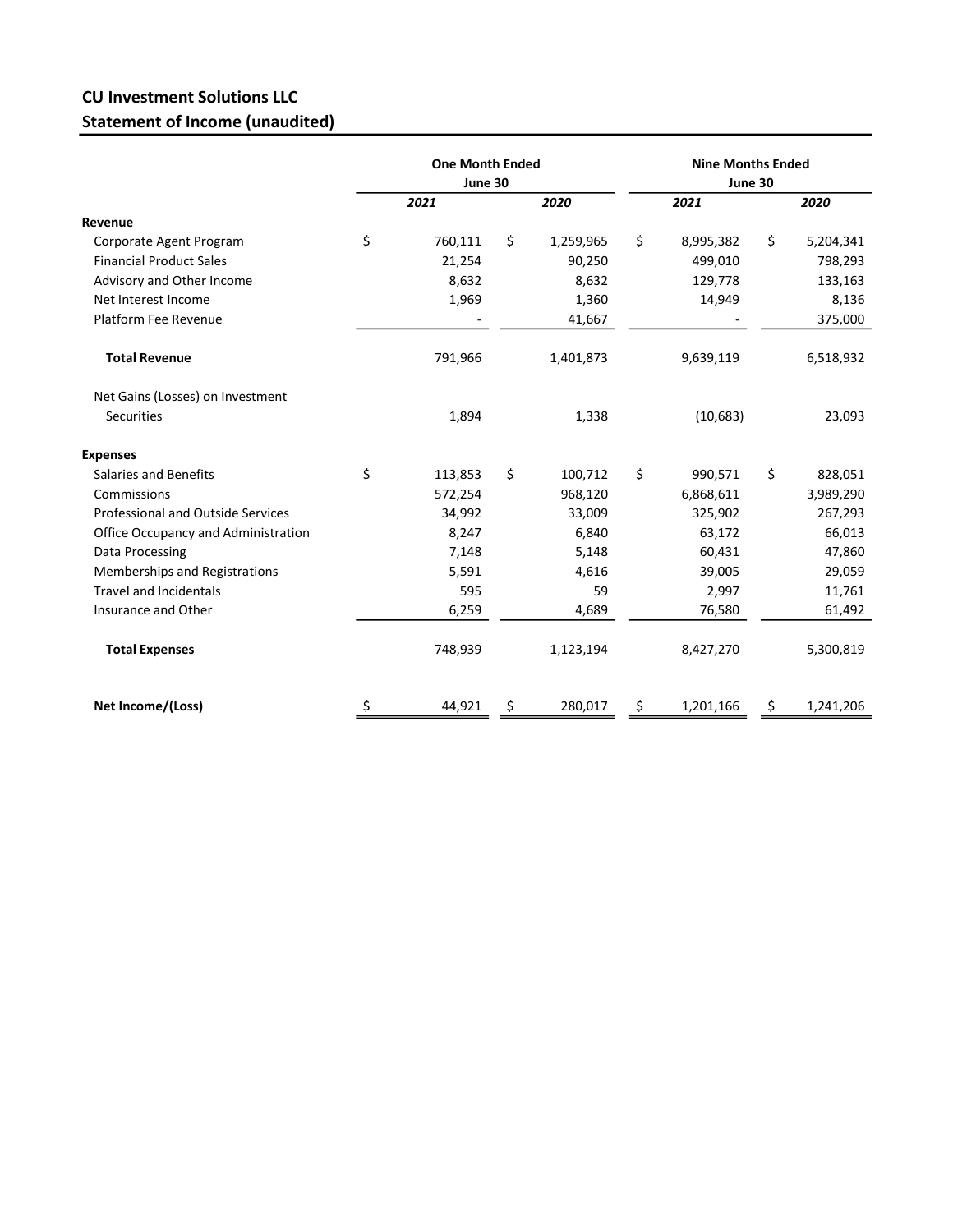**CU Investment Solutions LLC**

**Statement of Income (unaudited)**

| | One Month Ended June 30 | | Nine Months Ended June 30 | |
|---|---|---|---|---|
| | *2021* | *2020* | *2021* | *2020* |
| **Revenue** | | | | |
| Corporate Agent Program | $ 760,111 | $ 1,259,965 | $ 8,995,382 | $ 5,204,341 |
| Financial Product Sales | 21,254 | 90,250 | 499,010 | 798,293 |
| Advisory and Other Income | 8,632 | 8,632 | 129,778 | 133,163 |
| Net Interest Income | 1,969 | 1,360 | 14,949 | 8,136 |
| Platform Fee Revenue | - | 41,667 | - | 375,000 |
| **Total Revenue** | 791,966 | 1,401,873 | 9,639,119 | 6,518,932 |
| Net Gains (Losses) on Investment Securities | 1,894 | 1,338 | (10,683) | 23,093 |
| **Expenses** | | | | |
| Salaries and Benefits | $ 113,853 | $ 100,712 | $ 990,571 | $ 828,051 |
| Commissions | 572,254 | 968,120 | 6,868,611 | 3,989,290 |
| Professional and Outside Services | 34,992 | 33,009 | 325,902 | 267,293 |
| Office Occupancy and Administration | 8,247 | 6,840 | 63,172 | 66,013 |
| Data Processing | 7,148 | 5,148 | 60,431 | 47,860 |
| Memberships and Registrations | 5,591 | 4,616 | 39,005 | 29,059 |
| Travel and Incidentals | 595 | 59 | 2,997 | 11,761 |
| Insurance and Other | 6,259 | 4,689 | 76,580 | 61,492 |
| **Total Expenses** | 748,939 | 1,123,194 | 8,427,270 | 5,300,819 |
| **Net Income/(Loss)** | $ 44,921 | $ 280,017 | $ 1,201,166 | $ 1,241,206 |